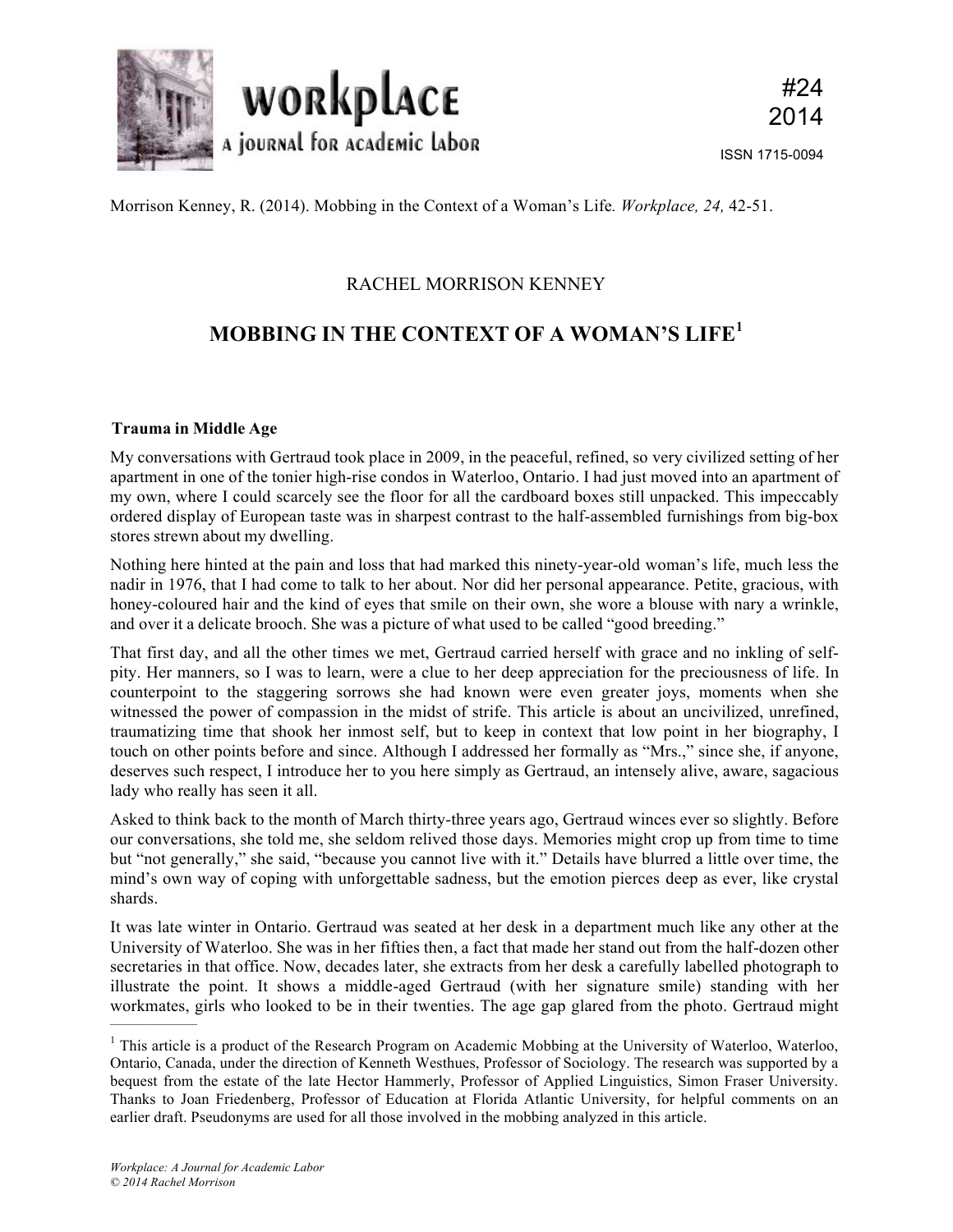Morrison Kenney, R. (2014). Mobbing in the Context of a Woman's Life. *Workplace, 24,* 42-51.

RACHEL MORRISON KENNEY

# MOBBING IN THE CONTEXT OF A WOMAN'S LIFE[1]

### Trauma in Middle Age

My conversations with Gertraud took place in 2009, in the peaceful, refined, so very civilized setting of her apartment in one of the tonier high-rise condos in Waterloo, Ontario. I had just moved into an apartment of my own, where I could scarcely see the floor for all the cardboard boxes still unpacked. This impeccably ordered display of European taste was in sharpest contrast to the half-assembled furnishings from big-box stores strewn about my dwelling.

Nothing here hinted at the pain and loss that had marked this ninety-year-old woman's life, much less the nadir in 1976, that I had come to talk to her about. Nor did her personal appearance. Petite, gracious, with honey-coloured hair and the kind of eyes that smile on their own, she wore a blouse with nary a wrinkle, and over it a delicate brooch. She was a picture of what used to be called "good breeding."

That first day, and all the other times we met, Gertraud carried herself with grace and no inkling of self-pity. Her manners, so I was to learn, were a clue to her deep appreciation for the preciousness of life. In counterpoint to the staggering sorrows she had known were even greater joys, moments when she witnessed the power of compassion in the midst of strife. This article is about an uncivilized, unrefined, traumatizing time that shook her inmost self, but to keep in context that low point in her biography, I touch on other points before and since. Although I addressed her formally as "Mrs.," since she, if anyone, deserves such respect, I introduce her to you here simply as Gertraud, an intensely alive, aware, sagacious lady who really has seen it all.

Asked to think back to the month of March thirty-three years ago, Gertraud winces ever so slightly. Before our conversations, she told me, she seldom relived those days. Memories might crop up from time to time but "not generally," she said, "because you cannot live with it." Details have blurred a little over time, the mind's own way of coping with unforgettable sadness, but the emotion pierces deep as ever, like crystal shards.

It was late winter in Ontario. Gertraud was seated at her desk in a department much like any other at the University of Waterloo. She was in her fifties then, a fact that made her stand out from the half-dozen other secretaries in that office. Now, decades later, she extracts from her desk a carefully labelled photograph to illustrate the point. It shows a middle-aged Gertraud (with her signature smile) standing with her workmates, girls who looked to be in their twenties. The age gap glared from the photo. Gertraud might

---

[1] This article is a product of the Research Program on Academic Mobbing at the University of Waterloo, Waterloo, Ontario, Canada, under the direction of Kenneth Westhues, Professor of Sociology. The research was supported by a bequest from the estate of the late Hector Hammerly, Professor of Applied Linguistics, Simon Fraser University. Thanks to Joan Friedenberg, Professor of Education at Florida Atlantic University, for helpful comments on an earlier draft. Pseudonyms are used for all those involved in the mobbing analyzed in this article.

*Workplace: A Journal for Academic Labor*
*© 2014 Rachel Morrison*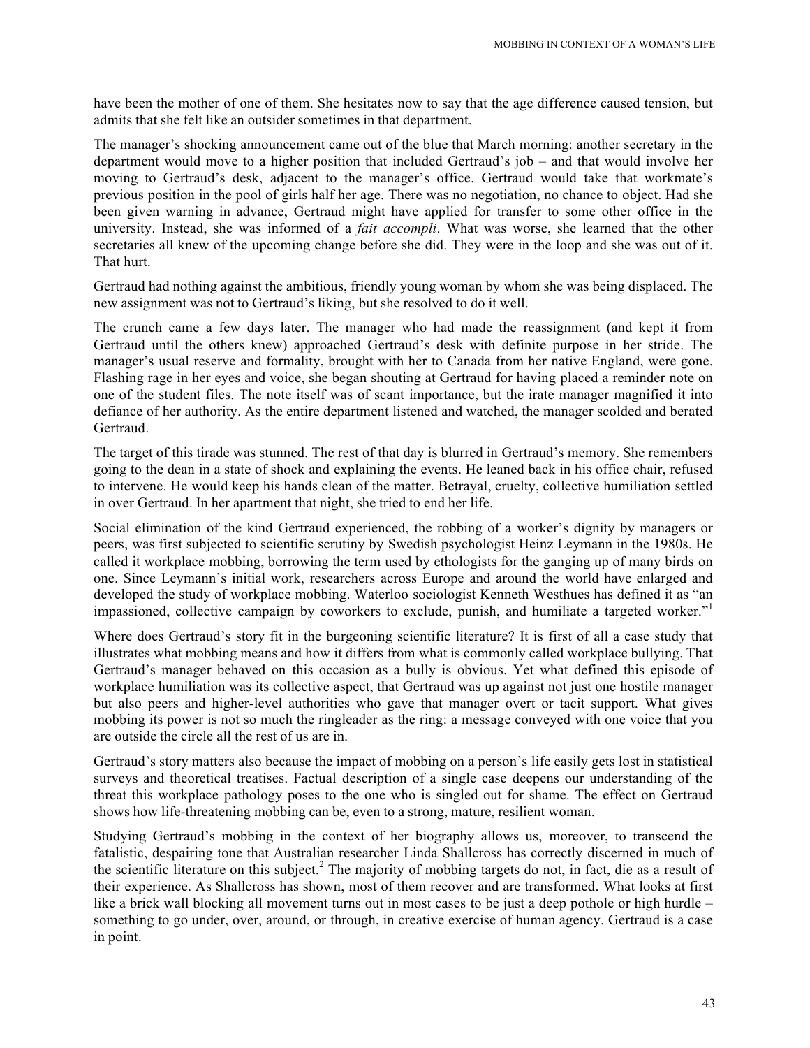have been the mother of one of them. She hesitates now to say that the age difference caused tension, but admits that she felt like an outsider sometimes in that department.

The manager's shocking announcement came out of the blue that March morning: another secretary in the department would move to a higher position that included Gertraud's job – and that would involve her moving to Gertraud's desk, adjacent to the manager's office. Gertraud would take that workmate's previous position in the pool of girls half her age. There was no negotiation, no chance to object. Had she been given warning in advance, Gertraud might have applied for transfer to some other office in the university. Instead, she was informed of a *fait accompli*. What was worse, she learned that the other secretaries all knew of the upcoming change before she did. They were in the loop and she was out of it. That hurt.

Gertraud had nothing against the ambitious, friendly young woman by whom she was being displaced. The new assignment was not to Gertraud's liking, but she resolved to do it well.

The crunch came a few days later. The manager who had made the reassignment (and kept it from Gertraud until the others knew) approached Gertraud's desk with definite purpose in her stride. The manager's usual reserve and formality, brought with her to Canada from her native England, were gone. Flashing rage in her eyes and voice, she began shouting at Gertraud for having placed a reminder note on one of the student files. The note itself was of scant importance, but the irate manager magnified it into defiance of her authority. As the entire department listened and watched, the manager scolded and berated Gertraud.

The target of this tirade was stunned. The rest of that day is blurred in Gertraud's memory. She remembers going to the dean in a state of shock and explaining the events. He leaned back in his office chair, refused to intervene. He would keep his hands clean of the matter. Betrayal, cruelty, collective humiliation settled in over Gertraud. In her apartment that night, she tried to end her life.

Social elimination of the kind Gertraud experienced, the robbing of a worker's dignity by managers or peers, was first subjected to scientific scrutiny by Swedish psychologist Heinz Leymann in the 1980s. He called it workplace mobbing, borrowing the term used by ethologists for the ganging up of many birds on one. Since Leymann's initial work, researchers across Europe and around the world have enlarged and developed the study of workplace mobbing. Waterloo sociologist Kenneth Westhues has defined it as "an impassioned, collective campaign by coworkers to exclude, punish, and humiliate a targeted worker."[1]

Where does Gertraud's story fit in the burgeoning scientific literature? It is first of all a case study that illustrates what mobbing means and how it differs from what is commonly called workplace bullying. That Gertraud's manager behaved on this occasion as a bully is obvious. Yet what defined this episode of workplace humiliation was its collective aspect, that Gertraud was up against not just one hostile manager but also peers and higher-level authorities who gave that manager overt or tacit support. What gives mobbing its power is not so much the ringleader as the ring: a message conveyed with one voice that you are outside the circle all the rest of us are in.

Gertraud's story matters also because the impact of mobbing on a person's life easily gets lost in statistical surveys and theoretical treatises. Factual description of a single case deepens our understanding of the threat this workplace pathology poses to the one who is singled out for shame. The effect on Gertraud shows how life-threatening mobbing can be, even to a strong, mature, resilient woman.

Studying Gertraud's mobbing in the context of her biography allows us, moreover, to transcend the fatalistic, despairing tone that Australian researcher Linda Shallcross has correctly discerned in much of the scientific literature on this subject.[2] The majority of mobbing targets do not, in fact, die as a result of their experience. As Shallcross has shown, most of them recover and are transformed. What looks at first like a brick wall blocking all movement turns out in most cases to be just a deep pothole or high hurdle – something to go under, over, around, or through, in creative exercise of human agency. Gertraud is a case in point.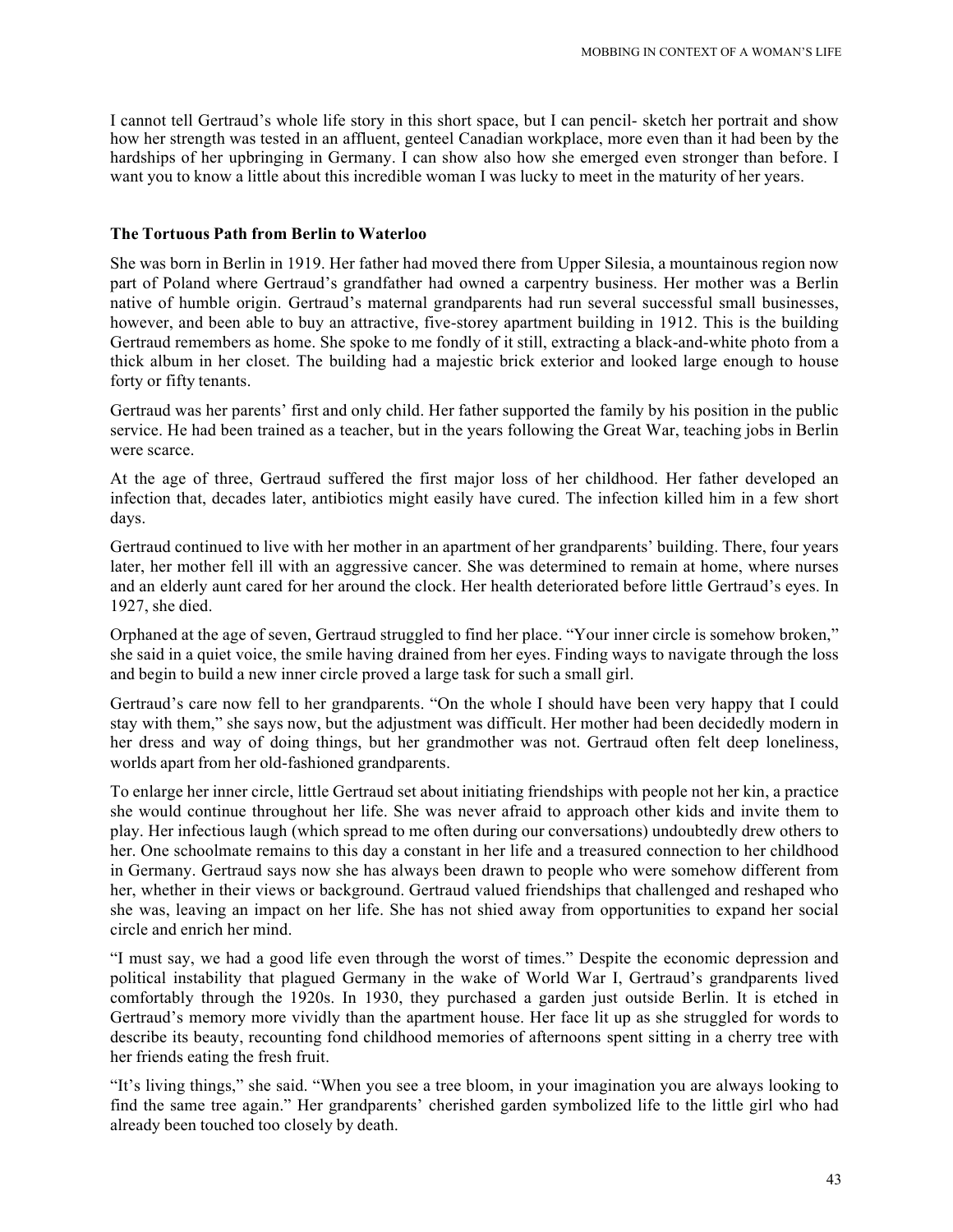I cannot tell Gertraud's whole life story in this short space, but I can pencil- sketch her portrait and show how her strength was tested in an affluent, genteel Canadian workplace, more even than it had been by the hardships of her upbringing in Germany. I can show also how she emerged even stronger than before. I want you to know a little about this incredible woman I was lucky to meet in the maturity of her years.

### The Tortuous Path from Berlin to Waterloo

She was born in Berlin in 1919. Her father had moved there from Upper Silesia, a mountainous region now part of Poland where Gertraud's grandfather had owned a carpentry business. Her mother was a Berlin native of humble origin. Gertraud's maternal grandparents had run several successful small businesses, however, and been able to buy an attractive, five-storey apartment building in 1912. This is the building Gertraud remembers as home. She spoke to me fondly of it still, extracting a black-and-white photo from a thick album in her closet. The building had a majestic brick exterior and looked large enough to house forty or fifty tenants.

Gertraud was her parents' first and only child. Her father supported the family by his position in the public service. He had been trained as a teacher, but in the years following the Great War, teaching jobs in Berlin were scarce.

At the age of three, Gertraud suffered the first major loss of her childhood. Her father developed an infection that, decades later, antibiotics might easily have cured. The infection killed him in a few short days.

Gertraud continued to live with her mother in an apartment of her grandparents' building. There, four years later, her mother fell ill with an aggressive cancer. She was determined to remain at home, where nurses and an elderly aunt cared for her around the clock. Her health deteriorated before little Gertraud's eyes. In 1927, she died.

Orphaned at the age of seven, Gertraud struggled to find her place. "Your inner circle is somehow broken," she said in a quiet voice, the smile having drained from her eyes. Finding ways to navigate through the loss and begin to build a new inner circle proved a large task for such a small girl.

Gertraud's care now fell to her grandparents. "On the whole I should have been very happy that I could stay with them," she says now, but the adjustment was difficult. Her mother had been decidedly modern in her dress and way of doing things, but her grandmother was not. Gertraud often felt deep loneliness, worlds apart from her old-fashioned grandparents.

To enlarge her inner circle, little Gertraud set about initiating friendships with people not her kin, a practice she would continue throughout her life. She was never afraid to approach other kids and invite them to play. Her infectious laugh (which spread to me often during our conversations) undoubtedly drew others to her. One schoolmate remains to this day a constant in her life and a treasured connection to her childhood in Germany. Gertraud says now she has always been drawn to people who were somehow different from her, whether in their views or background. Gertraud valued friendships that challenged and reshaped who she was, leaving an impact on her life. She has not shied away from opportunities to expand her social circle and enrich her mind.

"I must say, we had a good life even through the worst of times." Despite the economic depression and political instability that plagued Germany in the wake of World War I, Gertraud's grandparents lived comfortably through the 1920s. In 1930, they purchased a garden just outside Berlin. It is etched in Gertraud's memory more vividly than the apartment house. Her face lit up as she struggled for words to describe its beauty, recounting fond childhood memories of afternoons spent sitting in a cherry tree with her friends eating the fresh fruit.

"It's living things," she said. "When you see a tree bloom, in your imagination you are always looking to find the same tree again." Her grandparents' cherished garden symbolized life to the little girl who had already been touched too closely by death.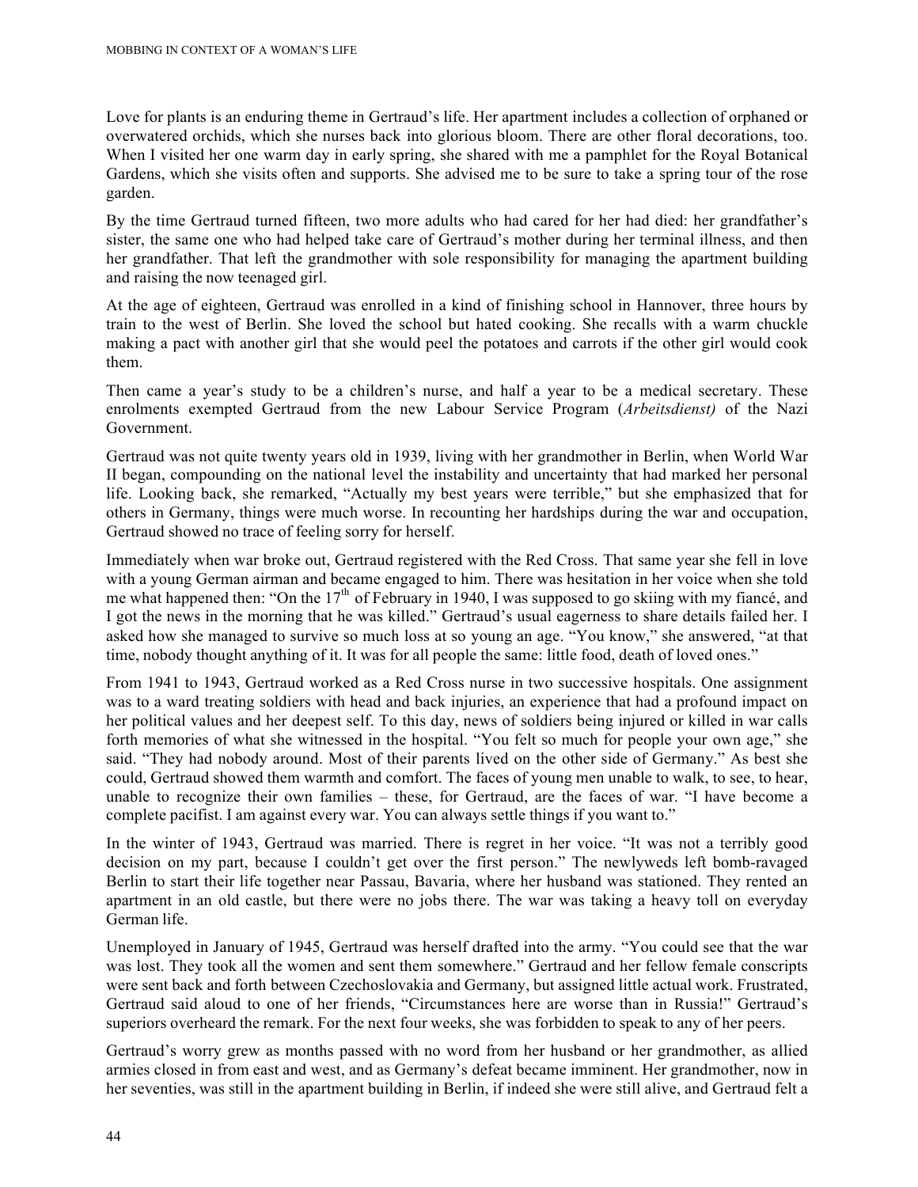Love for plants is an enduring theme in Gertraud's life. Her apartment includes a collection of orphaned or overwatered orchids, which she nurses back into glorious bloom. There are other floral decorations, too. When I visited her one warm day in early spring, she shared with me a pamphlet for the Royal Botanical Gardens, which she visits often and supports. She advised me to be sure to take a spring tour of the rose garden.

By the time Gertraud turned fifteen, two more adults who had cared for her had died: her grandfather's sister, the same one who had helped take care of Gertraud's mother during her terminal illness, and then her grandfather. That left the grandmother with sole responsibility for managing the apartment building and raising the now teenaged girl.

At the age of eighteen, Gertraud was enrolled in a kind of finishing school in Hannover, three hours by train to the west of Berlin. She loved the school but hated cooking. She recalls with a warm chuckle making a pact with another girl that she would peel the potatoes and carrots if the other girl would cook them.

Then came a year's study to be a children's nurse, and half a year to be a medical secretary. These enrolments exempted Gertraud from the new Labour Service Program (*Arbeitsdienst)* of the Nazi Government.

Gertraud was not quite twenty years old in 1939, living with her grandmother in Berlin, when World War II began, compounding on the national level the instability and uncertainty that had marked her personal life. Looking back, she remarked, "Actually my best years were terrible," but she emphasized that for others in Germany, things were much worse. In recounting her hardships during the war and occupation, Gertraud showed no trace of feeling sorry for herself.

Immediately when war broke out, Gertraud registered with the Red Cross. That same year she fell in love with a young German airman and became engaged to him. There was hesitation in her voice when she told me what happened then: "On the 17th of February in 1940, I was supposed to go skiing with my fiancé, and I got the news in the morning that he was killed." Gertraud's usual eagerness to share details failed her. I asked how she managed to survive so much loss at so young an age. "You know," she answered, "at that time, nobody thought anything of it. It was for all people the same: little food, death of loved ones."

From 1941 to 1943, Gertraud worked as a Red Cross nurse in two successive hospitals. One assignment was to a ward treating soldiers with head and back injuries, an experience that had a profound impact on her political values and her deepest self. To this day, news of soldiers being injured or killed in war calls forth memories of what she witnessed in the hospital. "You felt so much for people your own age," she said. "They had nobody around. Most of their parents lived on the other side of Germany." As best she could, Gertraud showed them warmth and comfort. The faces of young men unable to walk, to see, to hear, unable to recognize their own families – these, for Gertraud, are the faces of war. "I have become a complete pacifist. I am against every war. You can always settle things if you want to."

In the winter of 1943, Gertraud was married. There is regret in her voice. "It was not a terribly good decision on my part, because I couldn't get over the first person." The newlyweds left bomb-ravaged Berlin to start their life together near Passau, Bavaria, where her husband was stationed. They rented an apartment in an old castle, but there were no jobs there. The war was taking a heavy toll on everyday German life.

Unemployed in January of 1945, Gertraud was herself drafted into the army. "You could see that the war was lost. They took all the women and sent them somewhere." Gertraud and her fellow female conscripts were sent back and forth between Czechoslovakia and Germany, but assigned little actual work. Frustrated, Gertraud said aloud to one of her friends, "Circumstances here are worse than in Russia!" Gertraud's superiors overheard the remark. For the next four weeks, she was forbidden to speak to any of her peers.

Gertraud's worry grew as months passed with no word from her husband or her grandmother, as allied armies closed in from east and west, and as Germany's defeat became imminent. Her grandmother, now in her seventies, was still in the apartment building in Berlin, if indeed she were still alive, and Gertraud felt a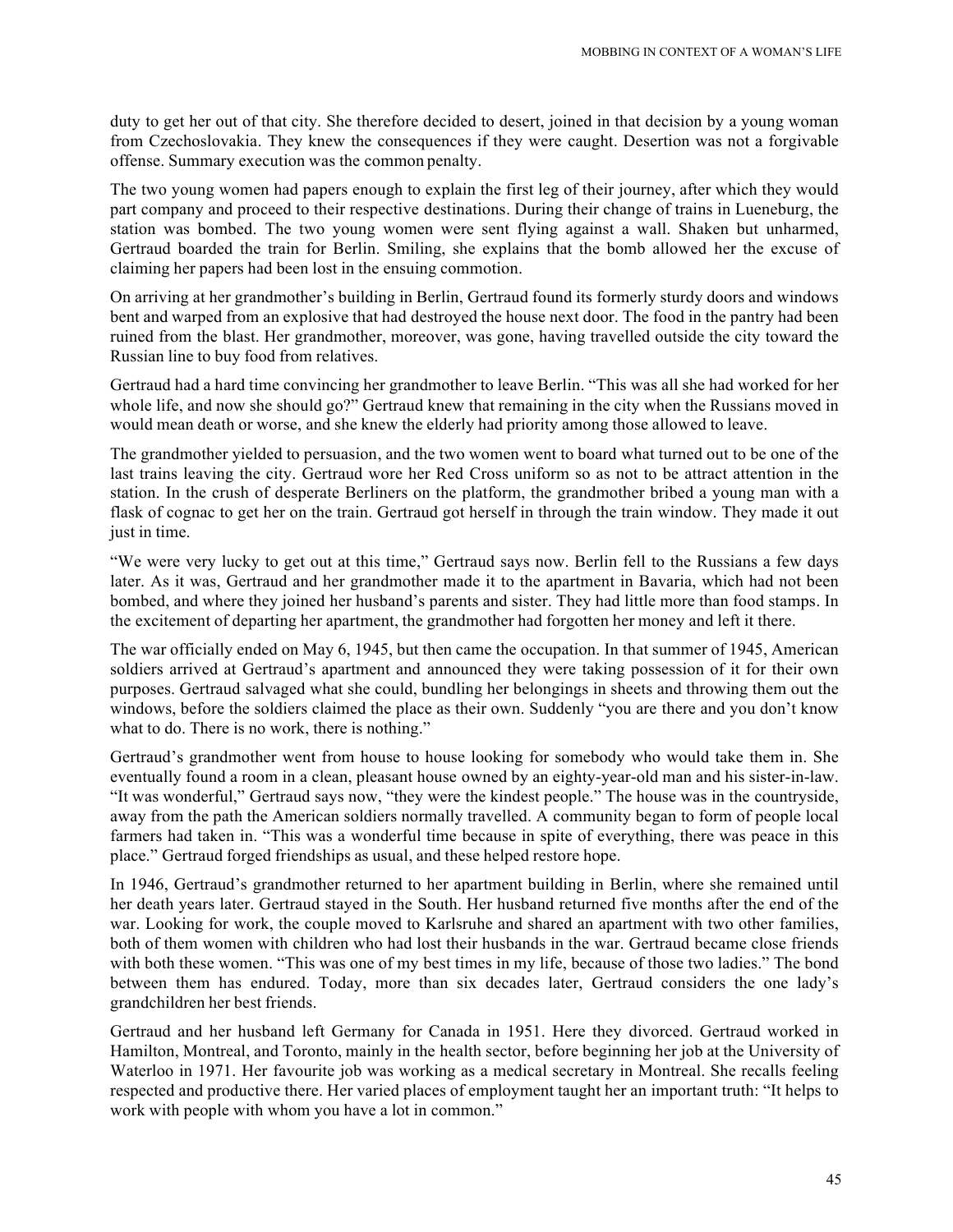duty to get her out of that city. She therefore decided to desert, joined in that decision by a young woman from Czechoslovakia. They knew the consequences if they were caught. Desertion was not a forgivable offense. Summary execution was the common penalty.

The two young women had papers enough to explain the first leg of their journey, after which they would part company and proceed to their respective destinations. During their change of trains in Lueneburg, the station was bombed. The two young women were sent flying against a wall. Shaken but unharmed, Gertraud boarded the train for Berlin. Smiling, she explains that the bomb allowed her the excuse of claiming her papers had been lost in the ensuing commotion.

On arriving at her grandmother's building in Berlin, Gertraud found its formerly sturdy doors and windows bent and warped from an explosive that had destroyed the house next door. The food in the pantry had been ruined from the blast. Her grandmother, moreover, was gone, having travelled outside the city toward the Russian line to buy food from relatives.

Gertraud had a hard time convincing her grandmother to leave Berlin. "This was all she had worked for her whole life, and now she should go?" Gertraud knew that remaining in the city when the Russians moved in would mean death or worse, and she knew the elderly had priority among those allowed to leave.

The grandmother yielded to persuasion, and the two women went to board what turned out to be one of the last trains leaving the city. Gertraud wore her Red Cross uniform so as not to be attract attention in the station. In the crush of desperate Berliners on the platform, the grandmother bribed a young man with a flask of cognac to get her on the train. Gertraud got herself in through the train window. They made it out just in time.

"We were very lucky to get out at this time," Gertraud says now. Berlin fell to the Russians a few days later. As it was, Gertraud and her grandmother made it to the apartment in Bavaria, which had not been bombed, and where they joined her husband's parents and sister. They had little more than food stamps. In the excitement of departing her apartment, the grandmother had forgotten her money and left it there.

The war officially ended on May 6, 1945, but then came the occupation. In that summer of 1945, American soldiers arrived at Gertraud's apartment and announced they were taking possession of it for their own purposes. Gertraud salvaged what she could, bundling her belongings in sheets and throwing them out the windows, before the soldiers claimed the place as their own. Suddenly "you are there and you don't know what to do. There is no work, there is nothing."

Gertraud's grandmother went from house to house looking for somebody who would take them in. She eventually found a room in a clean, pleasant house owned by an eighty-year-old man and his sister-in-law. "It was wonderful," Gertraud says now, "they were the kindest people." The house was in the countryside, away from the path the American soldiers normally travelled. A community began to form of people local farmers had taken in. "This was a wonderful time because in spite of everything, there was peace in this place." Gertraud forged friendships as usual, and these helped restore hope.

In 1946, Gertraud's grandmother returned to her apartment building in Berlin, where she remained until her death years later. Gertraud stayed in the South. Her husband returned five months after the end of the war. Looking for work, the couple moved to Karlsruhe and shared an apartment with two other families, both of them women with children who had lost their husbands in the war. Gertraud became close friends with both these women. "This was one of my best times in my life, because of those two ladies." The bond between them has endured. Today, more than six decades later, Gertraud considers the one lady's grandchildren her best friends.

Gertraud and her husband left Germany for Canada in 1951. Here they divorced. Gertraud worked in Hamilton, Montreal, and Toronto, mainly in the health sector, before beginning her job at the University of Waterloo in 1971. Her favourite job was working as a medical secretary in Montreal. She recalls feeling respected and productive there. Her varied places of employment taught her an important truth: "It helps to work with people with whom you have a lot in common."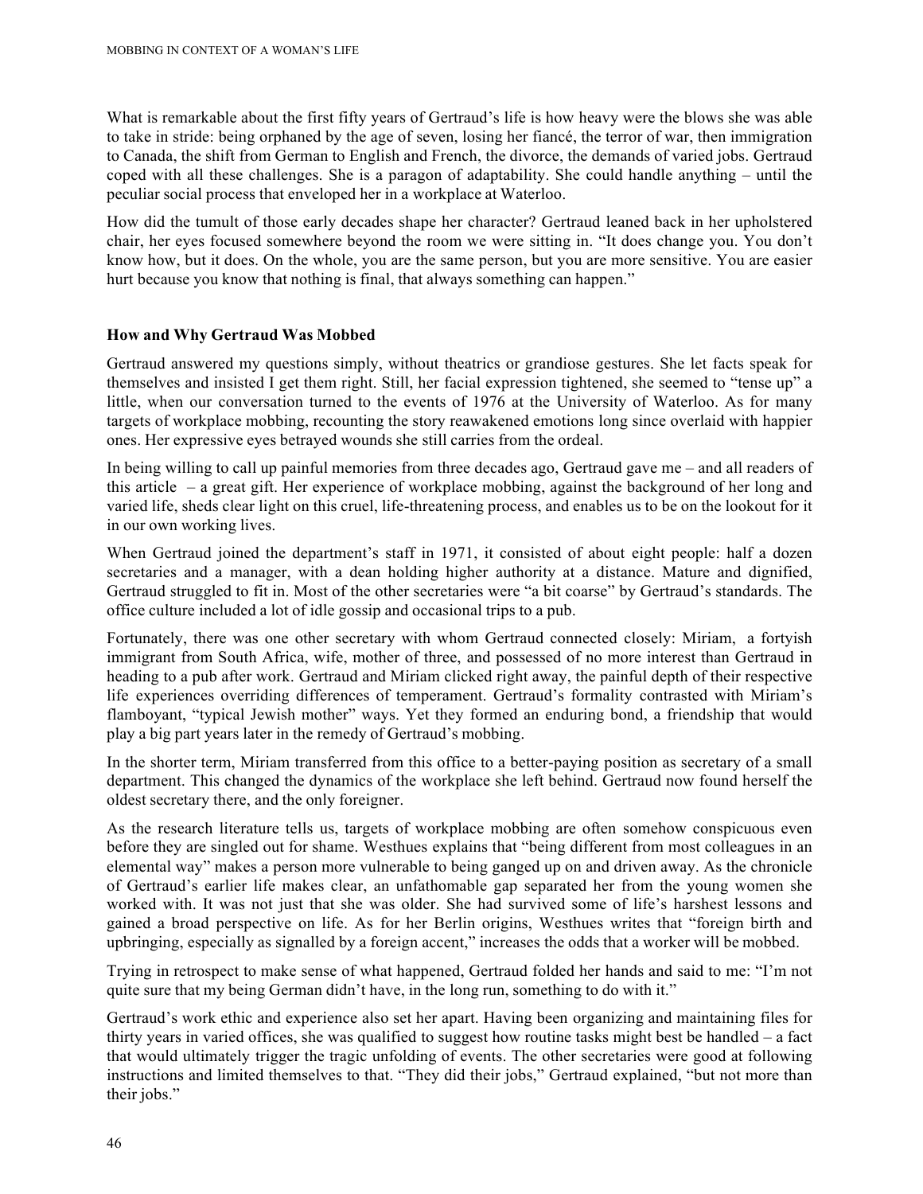What is remarkable about the first fifty years of Gertraud's life is how heavy were the blows she was able to take in stride: being orphaned by the age of seven, losing her fiancé, the terror of war, then immigration to Canada, the shift from German to English and French, the divorce, the demands of varied jobs. Gertraud coped with all these challenges. She is a paragon of adaptability. She could handle anything – until the peculiar social process that enveloped her in a workplace at Waterloo.

How did the tumult of those early decades shape her character? Gertraud leaned back in her upholstered chair, her eyes focused somewhere beyond the room we were sitting in. "It does change you. You don't know how, but it does. On the whole, you are the same person, but you are more sensitive. You are easier hurt because you know that nothing is final, that always something can happen."

### How and Why Gertraud Was Mobbed

Gertraud answered my questions simply, without theatrics or grandiose gestures. She let facts speak for themselves and insisted I get them right. Still, her facial expression tightened, she seemed to "tense up" a little, when our conversation turned to the events of 1976 at the University of Waterloo. As for many targets of workplace mobbing, recounting the story reawakened emotions long since overlaid with happier ones. Her expressive eyes betrayed wounds she still carries from the ordeal.

In being willing to call up painful memories from three decades ago, Gertraud gave me – and all readers of this article – a great gift. Her experience of workplace mobbing, against the background of her long and varied life, sheds clear light on this cruel, life-threatening process, and enables us to be on the lookout for it in our own working lives.

When Gertraud joined the department's staff in 1971, it consisted of about eight people: half a dozen secretaries and a manager, with a dean holding higher authority at a distance. Mature and dignified, Gertraud struggled to fit in. Most of the other secretaries were "a bit coarse" by Gertraud's standards. The office culture included a lot of idle gossip and occasional trips to a pub.

Fortunately, there was one other secretary with whom Gertraud connected closely: Miriam, a fortyish immigrant from South Africa, wife, mother of three, and possessed of no more interest than Gertraud in heading to a pub after work. Gertraud and Miriam clicked right away, the painful depth of their respective life experiences overriding differences of temperament. Gertraud's formality contrasted with Miriam's flamboyant, "typical Jewish mother" ways. Yet they formed an enduring bond, a friendship that would play a big part years later in the remedy of Gertraud's mobbing.

In the shorter term, Miriam transferred from this office to a better-paying position as secretary of a small department. This changed the dynamics of the workplace she left behind. Gertraud now found herself the oldest secretary there, and the only foreigner.

As the research literature tells us, targets of workplace mobbing are often somehow conspicuous even before they are singled out for shame. Westhues explains that "being different from most colleagues in an elemental way" makes a person more vulnerable to being ganged up on and driven away. As the chronicle of Gertraud's earlier life makes clear, an unfathomable gap separated her from the young women she worked with. It was not just that she was older. She had survived some of life's harshest lessons and gained a broad perspective on life. As for her Berlin origins, Westhues writes that "foreign birth and upbringing, especially as signalled by a foreign accent," increases the odds that a worker will be mobbed.

Trying in retrospect to make sense of what happened, Gertraud folded her hands and said to me: "I'm not quite sure that my being German didn't have, in the long run, something to do with it."

Gertraud's work ethic and experience also set her apart. Having been organizing and maintaining files for thirty years in varied offices, she was qualified to suggest how routine tasks might best be handled – a fact that would ultimately trigger the tragic unfolding of events. The other secretaries were good at following instructions and limited themselves to that. "They did their jobs," Gertraud explained, "but not more than their jobs."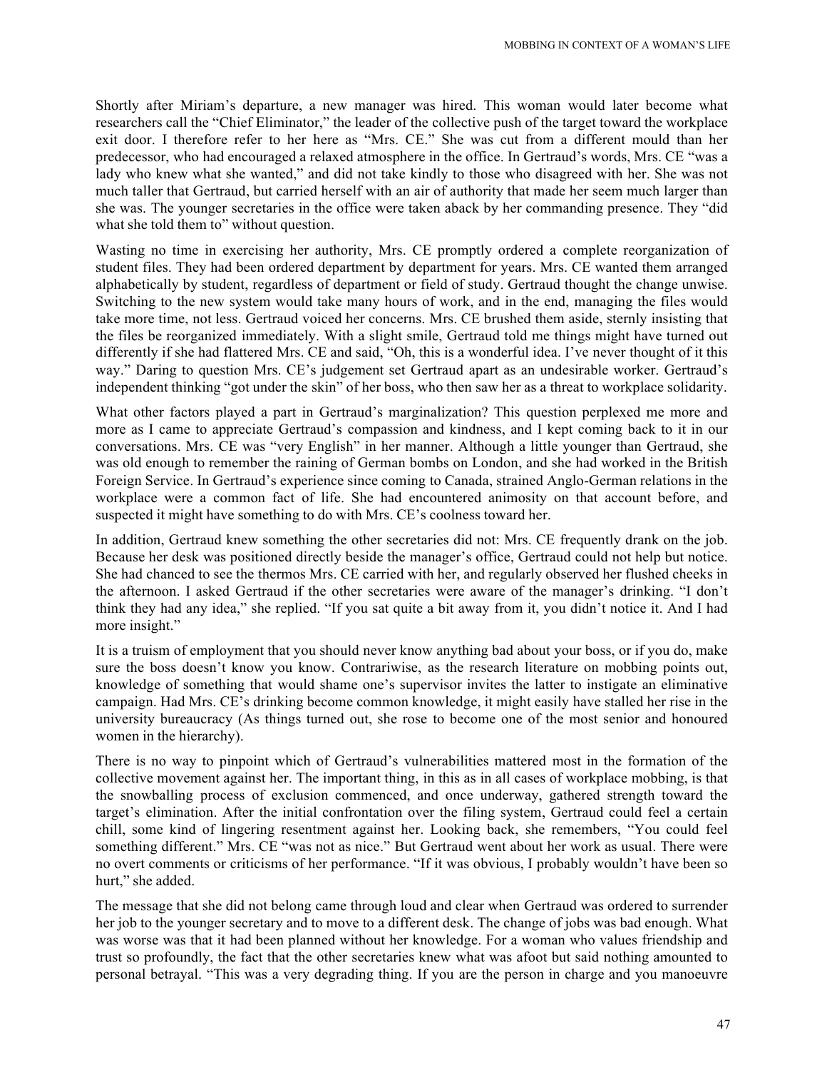Shortly after Miriam's departure, a new manager was hired. This woman would later become what researchers call the "Chief Eliminator," the leader of the collective push of the target toward the workplace exit door. I therefore refer to her here as "Mrs. CE." She was cut from a different mould than her predecessor, who had encouraged a relaxed atmosphere in the office. In Gertraud's words, Mrs. CE "was a lady who knew what she wanted," and did not take kindly to those who disagreed with her. She was not much taller that Gertraud, but carried herself with an air of authority that made her seem much larger than she was. The younger secretaries in the office were taken aback by her commanding presence. They "did what she told them to" without question.

Wasting no time in exercising her authority, Mrs. CE promptly ordered a complete reorganization of student files. They had been ordered department by department for years. Mrs. CE wanted them arranged alphabetically by student, regardless of department or field of study. Gertraud thought the change unwise. Switching to the new system would take many hours of work, and in the end, managing the files would take more time, not less. Gertraud voiced her concerns. Mrs. CE brushed them aside, sternly insisting that the files be reorganized immediately. With a slight smile, Gertraud told me things might have turned out differently if she had flattered Mrs. CE and said, "Oh, this is a wonderful idea. I've never thought of it this way." Daring to question Mrs. CE's judgement set Gertraud apart as an undesirable worker. Gertraud's independent thinking "got under the skin" of her boss, who then saw her as a threat to workplace solidarity.

What other factors played a part in Gertraud's marginalization? This question perplexed me more and more as I came to appreciate Gertraud's compassion and kindness, and I kept coming back to it in our conversations. Mrs. CE was "very English" in her manner. Although a little younger than Gertraud, she was old enough to remember the raining of German bombs on London, and she had worked in the British Foreign Service. In Gertraud's experience since coming to Canada, strained Anglo-German relations in the workplace were a common fact of life. She had encountered animosity on that account before, and suspected it might have something to do with Mrs. CE's coolness toward her.

In addition, Gertraud knew something the other secretaries did not: Mrs. CE frequently drank on the job. Because her desk was positioned directly beside the manager's office, Gertraud could not help but notice. She had chanced to see the thermos Mrs. CE carried with her, and regularly observed her flushed cheeks in the afternoon. I asked Gertraud if the other secretaries were aware of the manager's drinking. "I don't think they had any idea," she replied. "If you sat quite a bit away from it, you didn't notice it. And I had more insight."

It is a truism of employment that you should never know anything bad about your boss, or if you do, make sure the boss doesn't know you know. Contrariwise, as the research literature on mobbing points out, knowledge of something that would shame one's supervisor invites the latter to instigate an eliminative campaign. Had Mrs. CE's drinking become common knowledge, it might easily have stalled her rise in the university bureaucracy (As things turned out, she rose to become one of the most senior and honoured women in the hierarchy).

There is no way to pinpoint which of Gertraud's vulnerabilities mattered most in the formation of the collective movement against her. The important thing, in this as in all cases of workplace mobbing, is that the snowballing process of exclusion commenced, and once underway, gathered strength toward the target's elimination. After the initial confrontation over the filing system, Gertraud could feel a certain chill, some kind of lingering resentment against her. Looking back, she remembers, "You could feel something different." Mrs. CE "was not as nice." But Gertraud went about her work as usual. There were no overt comments or criticisms of her performance. "If it was obvious, I probably wouldn't have been so hurt," she added.

The message that she did not belong came through loud and clear when Gertraud was ordered to surrender her job to the younger secretary and to move to a different desk. The change of jobs was bad enough. What was worse was that it had been planned without her knowledge. For a woman who values friendship and trust so profoundly, the fact that the other secretaries knew what was afoot but said nothing amounted to personal betrayal. "This was a very degrading thing. If you are the person in charge and you manoeuvre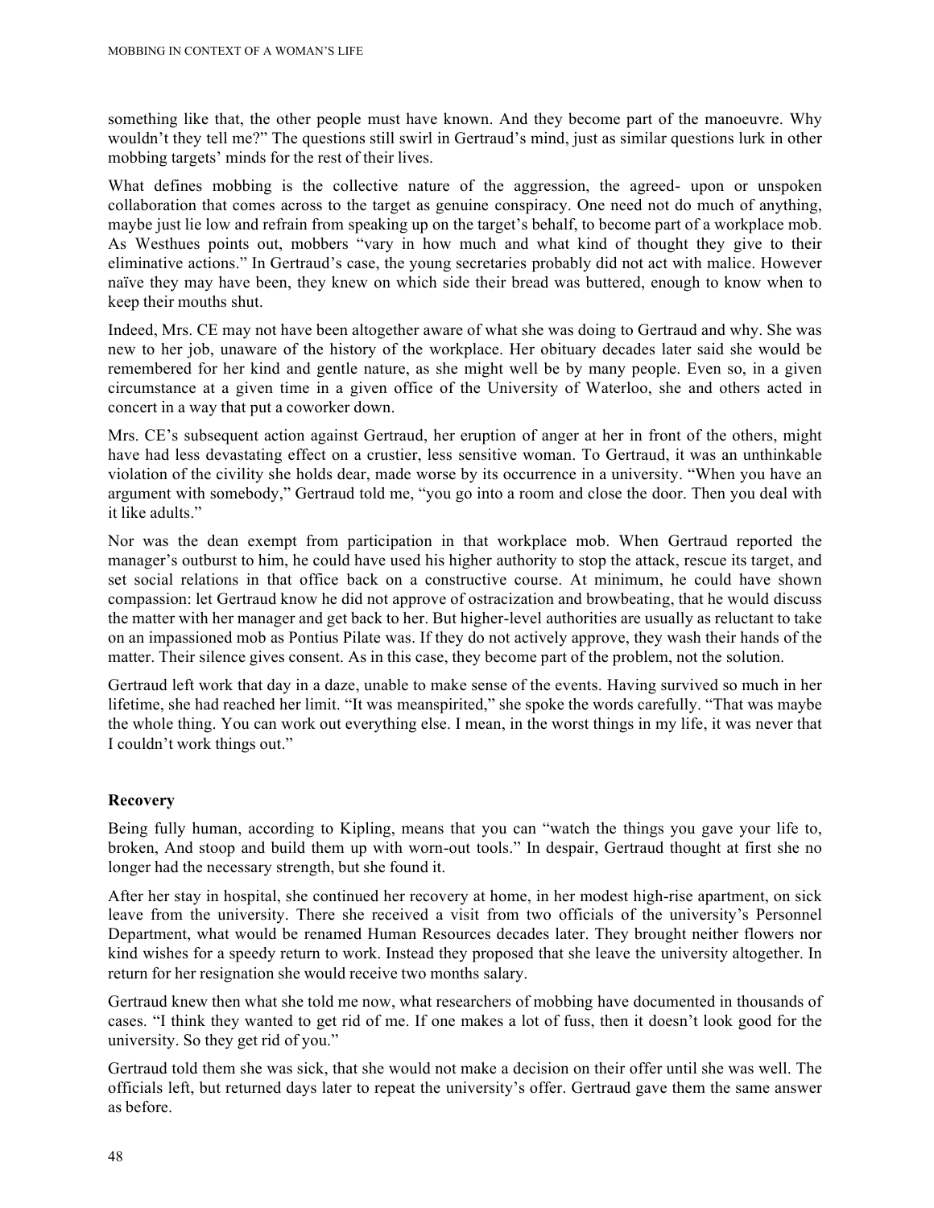something like that, the other people must have known. And they become part of the manoeuvre. Why wouldn't they tell me?" The questions still swirl in Gertraud's mind, just as similar questions lurk in other mobbing targets' minds for the rest of their lives.

What defines mobbing is the collective nature of the aggression, the agreed- upon or unspoken collaboration that comes across to the target as genuine conspiracy. One need not do much of anything, maybe just lie low and refrain from speaking up on the target's behalf, to become part of a workplace mob. As Westhues points out, mobbers "vary in how much and what kind of thought they give to their eliminative actions." In Gertraud's case, the young secretaries probably did not act with malice. However naïve they may have been, they knew on which side their bread was buttered, enough to know when to keep their mouths shut.

Indeed, Mrs. CE may not have been altogether aware of what she was doing to Gertraud and why. She was new to her job, unaware of the history of the workplace. Her obituary decades later said she would be remembered for her kind and gentle nature, as she might well be by many people. Even so, in a given circumstance at a given time in a given office of the University of Waterloo, she and others acted in concert in a way that put a coworker down.

Mrs. CE's subsequent action against Gertraud, her eruption of anger at her in front of the others, might have had less devastating effect on a crustier, less sensitive woman. To Gertraud, it was an unthinkable violation of the civility she holds dear, made worse by its occurrence in a university. "When you have an argument with somebody," Gertraud told me, "you go into a room and close the door. Then you deal with it like adults."

Nor was the dean exempt from participation in that workplace mob. When Gertraud reported the manager's outburst to him, he could have used his higher authority to stop the attack, rescue its target, and set social relations in that office back on a constructive course. At minimum, he could have shown compassion: let Gertraud know he did not approve of ostracization and browbeating, that he would discuss the matter with her manager and get back to her. But higher-level authorities are usually as reluctant to take on an impassioned mob as Pontius Pilate was. If they do not actively approve, they wash their hands of the matter. Their silence gives consent. As in this case, they become part of the problem, not the solution.

Gertraud left work that day in a daze, unable to make sense of the events. Having survived so much in her lifetime, she had reached her limit. "It was meanspirited," she spoke the words carefully. "That was maybe the whole thing. You can work out everything else. I mean, in the worst things in my life, it was never that I couldn't work things out."

### Recovery

Being fully human, according to Kipling, means that you can "watch the things you gave your life to, broken, And stoop and build them up with worn-out tools." In despair, Gertraud thought at first she no longer had the necessary strength, but she found it.

After her stay in hospital, she continued her recovery at home, in her modest high-rise apartment, on sick leave from the university. There she received a visit from two officials of the university's Personnel Department, what would be renamed Human Resources decades later. They brought neither flowers nor kind wishes for a speedy return to work. Instead they proposed that she leave the university altogether. In return for her resignation she would receive two months salary.

Gertraud knew then what she told me now, what researchers of mobbing have documented in thousands of cases. "I think they wanted to get rid of me. If one makes a lot of fuss, then it doesn't look good for the university. So they get rid of you."

Gertraud told them she was sick, that she would not make a decision on their offer until she was well. The officials left, but returned days later to repeat the university's offer. Gertraud gave them the same answer as before.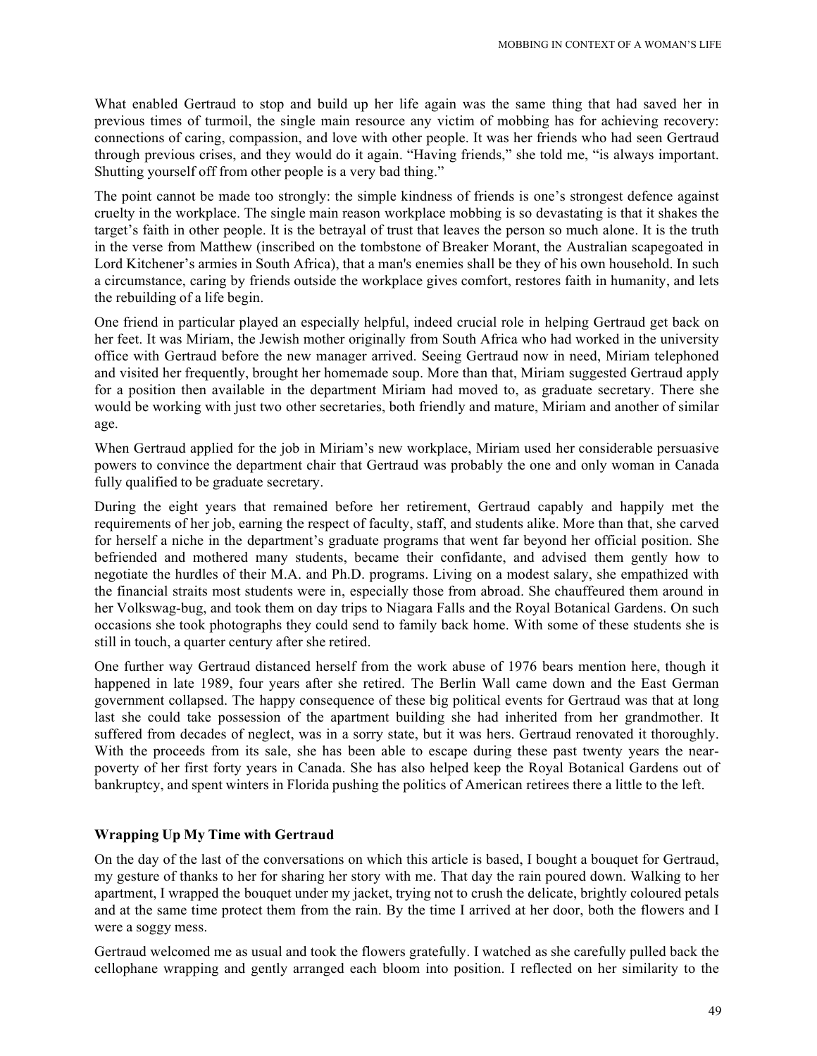What enabled Gertraud to stop and build up her life again was the same thing that had saved her in previous times of turmoil, the single main resource any victim of mobbing has for achieving recovery: connections of caring, compassion, and love with other people. It was her friends who had seen Gertraud through previous crises, and they would do it again. "Having friends," she told me, "is always important. Shutting yourself off from other people is a very bad thing."

The point cannot be made too strongly: the simple kindness of friends is one's strongest defence against cruelty in the workplace. The single main reason workplace mobbing is so devastating is that it shakes the target's faith in other people. It is the betrayal of trust that leaves the person so much alone. It is the truth in the verse from Matthew (inscribed on the tombstone of Breaker Morant, the Australian scapegoated in Lord Kitchener's armies in South Africa), that a man's enemies shall be they of his own household. In such a circumstance, caring by friends outside the workplace gives comfort, restores faith in humanity, and lets the rebuilding of a life begin.

One friend in particular played an especially helpful, indeed crucial role in helping Gertraud get back on her feet. It was Miriam, the Jewish mother originally from South Africa who had worked in the university office with Gertraud before the new manager arrived. Seeing Gertraud now in need, Miriam telephoned and visited her frequently, brought her homemade soup. More than that, Miriam suggested Gertraud apply for a position then available in the department Miriam had moved to, as graduate secretary. There she would be working with just two other secretaries, both friendly and mature, Miriam and another of similar age.

When Gertraud applied for the job in Miriam's new workplace, Miriam used her considerable persuasive powers to convince the department chair that Gertraud was probably the one and only woman in Canada fully qualified to be graduate secretary.

During the eight years that remained before her retirement, Gertraud capably and happily met the requirements of her job, earning the respect of faculty, staff, and students alike. More than that, she carved for herself a niche in the department's graduate programs that went far beyond her official position. She befriended and mothered many students, became their confidante, and advised them gently how to negotiate the hurdles of their M.A. and Ph.D. programs. Living on a modest salary, she empathized with the financial straits most students were in, especially those from abroad. She chauffeured them around in her Volkswag-bug, and took them on day trips to Niagara Falls and the Royal Botanical Gardens. On such occasions she took photographs they could send to family back home. With some of these students she is still in touch, a quarter century after she retired.

One further way Gertraud distanced herself from the work abuse of 1976 bears mention here, though it happened in late 1989, four years after she retired. The Berlin Wall came down and the East German government collapsed. The happy consequence of these big political events for Gertraud was that at long last she could take possession of the apartment building she had inherited from her grandmother. It suffered from decades of neglect, was in a sorry state, but it was hers. Gertraud renovated it thoroughly. With the proceeds from its sale, she has been able to escape during these past twenty years the near-poverty of her first forty years in Canada. She has also helped keep the Royal Botanical Gardens out of bankruptcy, and spent winters in Florida pushing the politics of American retirees there a little to the left.

### Wrapping Up My Time with Gertraud

On the day of the last of the conversations on which this article is based, I bought a bouquet for Gertraud, my gesture of thanks to her for sharing her story with me. That day the rain poured down. Walking to her apartment, I wrapped the bouquet under my jacket, trying not to crush the delicate, brightly coloured petals and at the same time protect them from the rain. By the time I arrived at her door, both the flowers and I were a soggy mess.

Gertraud welcomed me as usual and took the flowers gratefully. I watched as she carefully pulled back the cellophane wrapping and gently arranged each bloom into position. I reflected on her similarity to the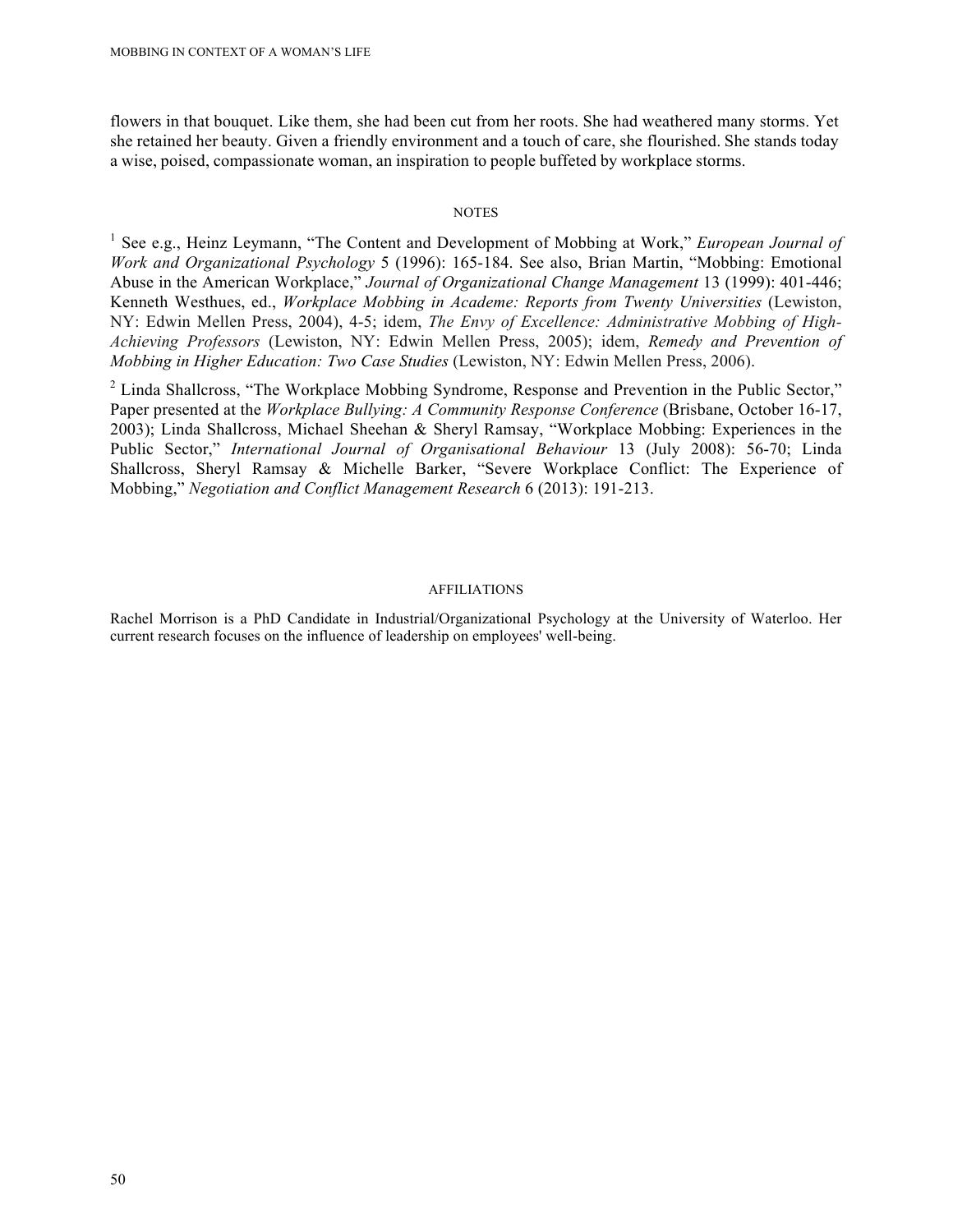flowers in that bouquet. Like them, she had been cut from her roots. She had weathered many storms. Yet she retained her beauty. Given a friendly environment and a touch of care, she flourished. She stands today a wise, poised, compassionate woman, an inspiration to people buffeted by workplace storms.

## NOTES

[1] See e.g., Heinz Leymann, "The Content and Development of Mobbing at Work," *European Journal of Work and Organizational Psychology* 5 (1996): 165-184. See also, Brian Martin, "Mobbing: Emotional Abuse in the American Workplace," *Journal of Organizational Change Management* 13 (1999): 401-446; Kenneth Westhues, ed., *Workplace Mobbing in Academe: Reports from Twenty Universities* (Lewiston, NY: Edwin Mellen Press, 2004), 4-5; idem, *The Envy of Excellence: Administrative Mobbing of High-Achieving Professors* (Lewiston, NY: Edwin Mellen Press, 2005); idem, *Remedy and Prevention of Mobbing in Higher Education: Two Case Studies* (Lewiston, NY: Edwin Mellen Press, 2006).

[2] Linda Shallcross, "The Workplace Mobbing Syndrome, Response and Prevention in the Public Sector," Paper presented at the *Workplace Bullying: A Community Response Conference* (Brisbane, October 16-17, 2003); Linda Shallcross, Michael Sheehan & Sheryl Ramsay, "Workplace Mobbing: Experiences in the Public Sector," *International Journal of Organisational Behaviour* 13 (July 2008): 56-70; Linda Shallcross, Sheryl Ramsay & Michelle Barker, "Severe Workplace Conflict: The Experience of Mobbing," *Negotiation and Conflict Management Research* 6 (2013): 191-213.

## AFFILIATIONS

Rachel Morrison is a PhD Candidate in Industrial/Organizational Psychology at the University of Waterloo. Her current research focuses on the influence of leadership on employees' well-being.